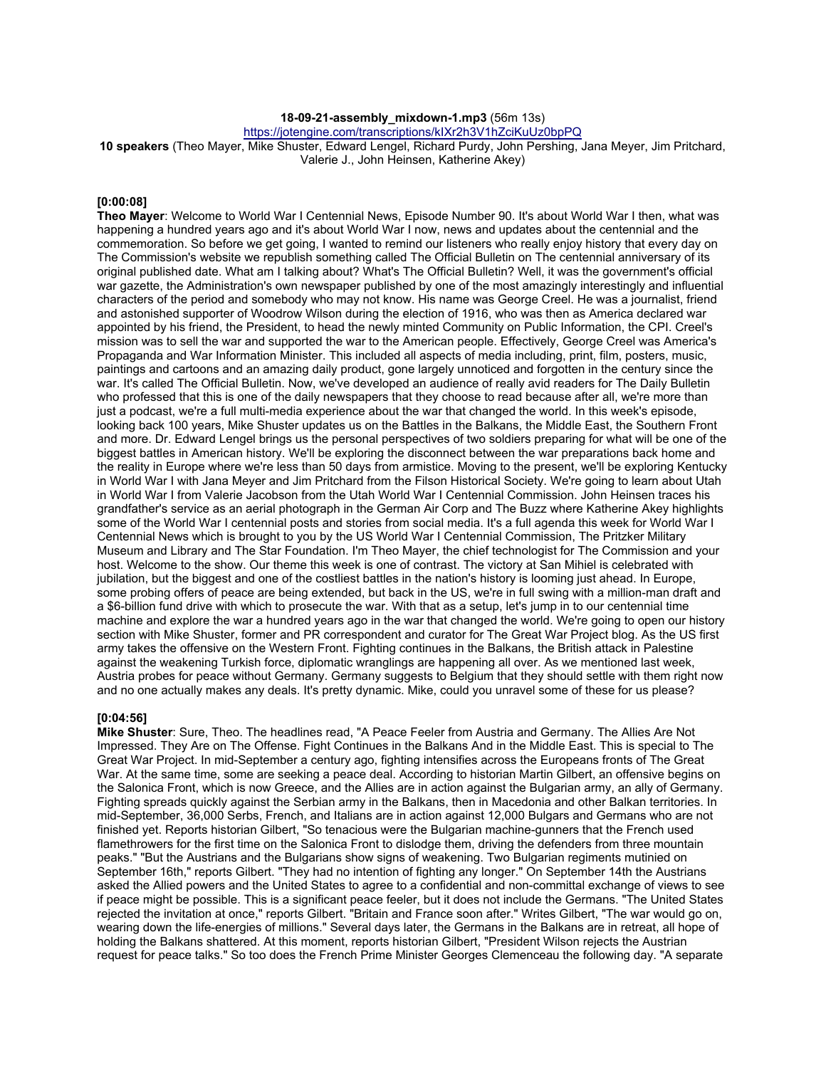**18-09-21-assembly_mixdown-1.mp3** (56m 13s)
https://jotengine.com/transcriptions/kIXr2h3V1hZciKuUz0bpPQ
**10 speakers** (Theo Mayer, Mike Shuster, Edward Lengel, Richard Purdy, John Pershing, Jana Meyer, Jim Pritchard, Valerie J., John Heinsen, Katherine Akey)

**[0:00:08]**
**Theo Mayer**: Welcome to World War I Centennial News, Episode Number 90. It's about World War I then, what was happening a hundred years ago and it's about World War I now, news and updates about the centennial and the commemoration. So before we get going, I wanted to remind our listeners who really enjoy history that every day on The Commission's website we republish something called The Official Bulletin on The centennial anniversary of its original published date. What am I talking about? What's The Official Bulletin? Well, it was the government's official war gazette, the Administration's own newspaper published by one of the most amazingly interestingly and influential characters of the period and somebody who may not know. His name was George Creel. He was a journalist, friend and astonished supporter of Woodrow Wilson during the election of 1916, who was then as America declared war appointed by his friend, the President, to head the newly minted Community on Public Information, the CPI. Creel's mission was to sell the war and supported the war to the American people. Effectively, George Creel was America's Propaganda and War Information Minister. This included all aspects of media including, print, film, posters, music, paintings and cartoons and an amazing daily product, gone largely unnoticed and forgotten in the century since the war. It's called The Official Bulletin. Now, we've developed an audience of really avid readers for The Daily Bulletin who professed that this is one of the daily newspapers that they choose to read because after all, we're more than just a podcast, we're a full multi-media experience about the war that changed the world. In this week's episode, looking back 100 years, Mike Shuster updates us on the Battles in the Balkans, the Middle East, the Southern Front and more. Dr. Edward Lengel brings us the personal perspectives of two soldiers preparing for what will be one of the biggest battles in American history. We'll be exploring the disconnect between the war preparations back home and the reality in Europe where we're less than 50 days from armistice. Moving to the present, we'll be exploring Kentucky in World War I with Jana Meyer and Jim Pritchard from the Filson Historical Society. We're going to learn about Utah in World War I from Valerie Jacobson from the Utah World War I Centennial Commission. John Heinsen traces his grandfather's service as an aerial photograph in the German Air Corp and The Buzz where Katherine Akey highlights some of the World War I centennial posts and stories from social media. It's a full agenda this week for World War I Centennial News which is brought to you by the US World War I Centennial Commission, The Pritzker Military Museum and Library and The Star Foundation. I'm Theo Mayer, the chief technologist for The Commission and your host. Welcome to the show. Our theme this week is one of contrast. The victory at San Mihiel is celebrated with jubilation, but the biggest and one of the costliest battles in the nation's history is looming just ahead. In Europe, some probing offers of peace are being extended, but back in the US, we're in full swing with a million-man draft and a $6-billion fund drive with which to prosecute the war. With that as a setup, let's jump in to our centennial time machine and explore the war a hundred years ago in the war that changed the world. We're going to open our history section with Mike Shuster, former and PR correspondent and curator for The Great War Project blog. As the US first army takes the offensive on the Western Front. Fighting continues in the Balkans, the British attack in Palestine against the weakening Turkish force, diplomatic wranglings are happening all over. As we mentioned last week, Austria probes for peace without Germany. Germany suggests to Belgium that they should settle with them right now and no one actually makes any deals. It's pretty dynamic. Mike, could you unravel some of these for us please?

**[0:04:56]**
**Mike Shuster**: Sure, Theo. The headlines read, "A Peace Feeler from Austria and Germany. The Allies Are Not Impressed. They Are on The Offense. Fight Continues in the Balkans And in the Middle East. This is special to The Great War Project. In mid-September a century ago, fighting intensifies across the Europeans fronts of The Great War. At the same time, some are seeking a peace deal. According to historian Martin Gilbert, an offensive begins on the Salonica Front, which is now Greece, and the Allies are in action against the Bulgarian army, an ally of Germany. Fighting spreads quickly against the Serbian army in the Balkans, then in Macedonia and other Balkan territories. In mid-September, 36,000 Serbs, French, and Italians are in action against 12,000 Bulgars and Germans who are not finished yet. Reports historian Gilbert, "So tenacious were the Bulgarian machine-gunners that the French used flamethrowers for the first time on the Salonica Front to dislodge them, driving the defenders from three mountain peaks." "But the Austrians and the Bulgarians show signs of weakening. Two Bulgarian regiments mutinied on September 16th," reports Gilbert. "They had no intention of fighting any longer." On September 14th the Austrians asked the Allied powers and the United States to agree to a confidential and non-committal exchange of views to see if peace might be possible. This is a significant peace feeler, but it does not include the Germans. "The United States rejected the invitation at once," reports Gilbert. "Britain and France soon after." Writes Gilbert, "The war would go on, wearing down the life-energies of millions." Several days later, the Germans in the Balkans are in retreat, all hope of holding the Balkans shattered. At this moment, reports historian Gilbert, "President Wilson rejects the Austrian request for peace talks." So too does the French Prime Minister Georges Clemenceau the following day. "A separate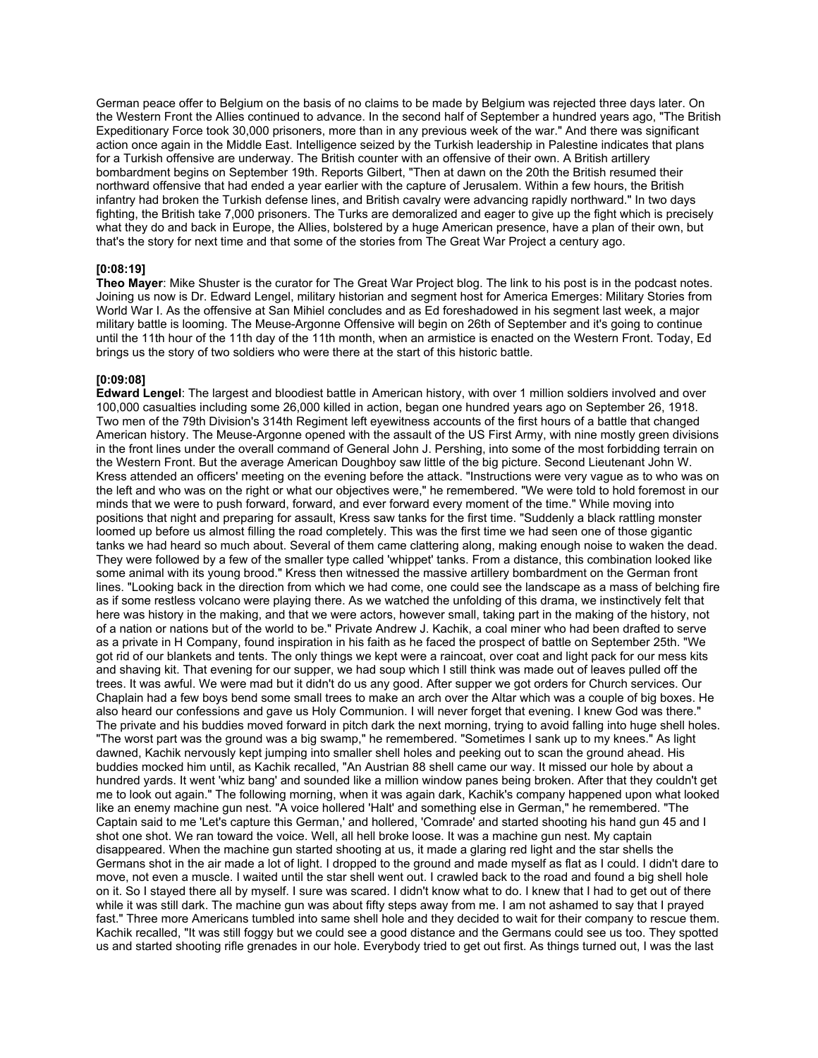German peace offer to Belgium on the basis of no claims to be made by Belgium was rejected three days later. On the Western Front the Allies continued to advance. In the second half of September a hundred years ago, "The British Expeditionary Force took 30,000 prisoners, more than in any previous week of the war." And there was significant action once again in the Middle East. Intelligence seized by the Turkish leadership in Palestine indicates that plans for a Turkish offensive are underway. The British counter with an offensive of their own. A British artillery bombardment begins on September 19th. Reports Gilbert, "Then at dawn on the 20th the British resumed their northward offensive that had ended a year earlier with the capture of Jerusalem. Within a few hours, the British infantry had broken the Turkish defense lines, and British cavalry were advancing rapidly northward." In two days fighting, the British take 7,000 prisoners. The Turks are demoralized and eager to give up the fight which is precisely what they do and back in Europe, the Allies, bolstered by a huge American presence, have a plan of their own, but that's the story for next time and that some of the stories from The Great War Project a century ago.

**[0:08:19]**
**Theo Mayer**: Mike Shuster is the curator for The Great War Project blog. The link to his post is in the podcast notes. Joining us now is Dr. Edward Lengel, military historian and segment host for America Emerges: Military Stories from World War I. As the offensive at San Mihiel concludes and as Ed foreshadowed in his segment last week, a major military battle is looming. The Meuse-Argonne Offensive will begin on 26th of September and it's going to continue until the 11th hour of the 11th day of the 11th month, when an armistice is enacted on the Western Front. Today, Ed brings us the story of two soldiers who were there at the start of this historic battle.

**[0:09:08]**
**Edward Lengel**: The largest and bloodiest battle in American history, with over 1 million soldiers involved and over 100,000 casualties including some 26,000 killed in action, began one hundred years ago on September 26, 1918. Two men of the 79th Division's 314th Regiment left eyewitness accounts of the first hours of a battle that changed American history. The Meuse-Argonne opened with the assault of the US First Army, with nine mostly green divisions in the front lines under the overall command of General John J. Pershing, into some of the most forbidding terrain on the Western Front. But the average American Doughboy saw little of the big picture. Second Lieutenant John W. Kress attended an officers' meeting on the evening before the attack. "Instructions were very vague as to who was on the left and who was on the right or what our objectives were," he remembered. "We were told to hold foremost in our minds that we were to push forward, forward, and ever forward every moment of the time." While moving into positions that night and preparing for assault, Kress saw tanks for the first time. "Suddenly a black rattling monster loomed up before us almost filling the road completely. This was the first time we had seen one of those gigantic tanks we had heard so much about. Several of them came clattering along, making enough noise to waken the dead. They were followed by a few of the smaller type called 'whippet' tanks. From a distance, this combination looked like some animal with its young brood." Kress then witnessed the massive artillery bombardment on the German front lines. "Looking back in the direction from which we had come, one could see the landscape as a mass of belching fire as if some restless volcano were playing there. As we watched the unfolding of this drama, we instinctively felt that here was history in the making, and that we were actors, however small, taking part in the making of the history, not of a nation or nations but of the world to be." Private Andrew J. Kachik, a coal miner who had been drafted to serve as a private in H Company, found inspiration in his faith as he faced the prospect of battle on September 25th. "We got rid of our blankets and tents. The only things we kept were a raincoat, over coat and light pack for our mess kits and shaving kit. That evening for our supper, we had soup which I still think was made out of leaves pulled off the trees. It was awful. We were mad but it didn't do us any good. After supper we got orders for Church services. Our Chaplain had a few boys bend some small trees to make an arch over the Altar which was a couple of big boxes. He also heard our confessions and gave us Holy Communion. I will never forget that evening. I knew God was there." The private and his buddies moved forward in pitch dark the next morning, trying to avoid falling into huge shell holes. "The worst part was the ground was a big swamp," he remembered. "Sometimes I sank up to my knees." As light dawned, Kachik nervously kept jumping into smaller shell holes and peeking out to scan the ground ahead. His buddies mocked him until, as Kachik recalled, "An Austrian 88 shell came our way. It missed our hole by about a hundred yards. It went 'whiz bang' and sounded like a million window panes being broken. After that they couldn't get me to look out again." The following morning, when it was again dark, Kachik's company happened upon what looked like an enemy machine gun nest. "A voice hollered 'Halt' and something else in German," he remembered. "The Captain said to me 'Let's capture this German,' and hollered, 'Comrade' and started shooting his hand gun 45 and I shot one shot. We ran toward the voice. Well, all hell broke loose. It was a machine gun nest. My captain disappeared. When the machine gun started shooting at us, it made a glaring red light and the star shells the Germans shot in the air made a lot of light. I dropped to the ground and made myself as flat as I could. I didn't dare to move, not even a muscle. I waited until the star shell went out. I crawled back to the road and found a big shell hole on it. So I stayed there all by myself. I sure was scared. I didn't know what to do. I knew that I had to get out of there while it was still dark. The machine gun was about fifty steps away from me. I am not ashamed to say that I prayed fast." Three more Americans tumbled into same shell hole and they decided to wait for their company to rescue them. Kachik recalled, "It was still foggy but we could see a good distance and the Germans could see us too. They spotted us and started shooting rifle grenades in our hole. Everybody tried to get out first. As things turned out, I was the last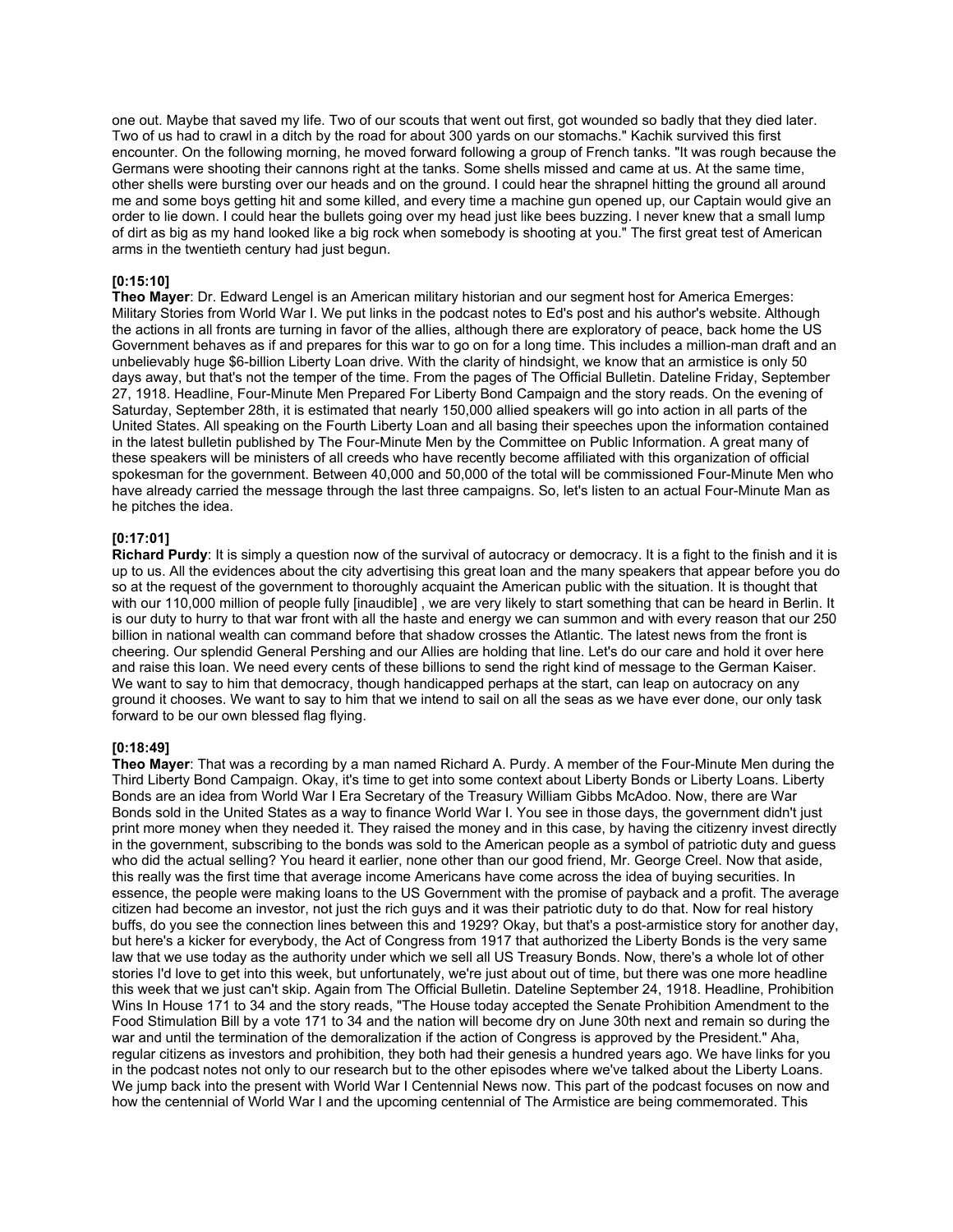one out. Maybe that saved my life. Two of our scouts that went out first, got wounded so badly that they died later. Two of us had to crawl in a ditch by the road for about 300 yards on our stomachs." Kachik survived this first encounter. On the following morning, he moved forward following a group of French tanks. "It was rough because the Germans were shooting their cannons right at the tanks. Some shells missed and came at us. At the same time, other shells were bursting over our heads and on the ground. I could hear the shrapnel hitting the ground all around me and some boys getting hit and some killed, and every time a machine gun opened up, our Captain would give an order to lie down. I could hear the bullets going over my head just like bees buzzing. I never knew that a small lump of dirt as big as my hand looked like a big rock when somebody is shooting at you." The first great test of American arms in the twentieth century had just begun.

**[0:15:10]**
**Theo Mayer**: Dr. Edward Lengel is an American military historian and our segment host for America Emerges: Military Stories from World War I. We put links in the podcast notes to Ed's post and his author's website. Although the actions in all fronts are turning in favor of the allies, although there are exploratory of peace, back home the US Government behaves as if and prepares for this war to go on for a long time. This includes a million-man draft and an unbelievably huge $6-billion Liberty Loan drive. With the clarity of hindsight, we know that an armistice is only 50 days away, but that's not the temper of the time. From the pages of The Official Bulletin. Dateline Friday, September 27, 1918. Headline, Four-Minute Men Prepared For Liberty Bond Campaign and the story reads. On the evening of Saturday, September 28th, it is estimated that nearly 150,000 allied speakers will go into action in all parts of the United States. All speaking on the Fourth Liberty Loan and all basing their speeches upon the information contained in the latest bulletin published by The Four-Minute Men by the Committee on Public Information. A great many of these speakers will be ministers of all creeds who have recently become affiliated with this organization of official spokesman for the government. Between 40,000 and 50,000 of the total will be commissioned Four-Minute Men who have already carried the message through the last three campaigns. So, let's listen to an actual Four-Minute Man as he pitches the idea.

**[0:17:01]**
**Richard Purdy**: It is simply a question now of the survival of autocracy or democracy. It is a fight to the finish and it is up to us. All the evidences about the city advertising this great loan and the many speakers that appear before you do so at the request of the government to thoroughly acquaint the American public with the situation. It is thought that with our 110,000 million of people fully [inaudible] , we are very likely to start something that can be heard in Berlin. It is our duty to hurry to that war front with all the haste and energy we can summon and with every reason that our 250 billion in national wealth can command before that shadow crosses the Atlantic. The latest news from the front is cheering. Our splendid General Pershing and our Allies are holding that line. Let's do our care and hold it over here and raise this loan. We need every cents of these billions to send the right kind of message to the German Kaiser. We want to say to him that democracy, though handicapped perhaps at the start, can leap on autocracy on any ground it chooses. We want to say to him that we intend to sail on all the seas as we have ever done, our only task forward to be our own blessed flag flying.

**[0:18:49]**
**Theo Mayer**: That was a recording by a man named Richard A. Purdy. A member of the Four-Minute Men during the Third Liberty Bond Campaign. Okay, it's time to get into some context about Liberty Bonds or Liberty Loans. Liberty Bonds are an idea from World War I Era Secretary of the Treasury William Gibbs McAdoo. Now, there are War Bonds sold in the United States as a way to finance World War I. You see in those days, the government didn't just print more money when they needed it. They raised the money and in this case, by having the citizenry invest directly in the government, subscribing to the bonds was sold to the American people as a symbol of patriotic duty and guess who did the actual selling? You heard it earlier, none other than our good friend, Mr. George Creel. Now that aside, this really was the first time that average income Americans have come across the idea of buying securities. In essence, the people were making loans to the US Government with the promise of payback and a profit. The average citizen had become an investor, not just the rich guys and it was their patriotic duty to do that. Now for real history buffs, do you see the connection lines between this and 1929? Okay, but that's a post-armistice story for another day, but here's a kicker for everybody, the Act of Congress from 1917 that authorized the Liberty Bonds is the very same law that we use today as the authority under which we sell all US Treasury Bonds. Now, there's a whole lot of other stories I'd love to get into this week, but unfortunately, we're just about out of time, but there was one more headline this week that we just can't skip. Again from The Official Bulletin. Dateline September 24, 1918. Headline, Prohibition Wins In House 171 to 34 and the story reads, "The House today accepted the Senate Prohibition Amendment to the Food Stimulation Bill by a vote 171 to 34 and the nation will become dry on June 30th next and remain so during the war and until the termination of the demoralization if the action of Congress is approved by the President." Aha, regular citizens as investors and prohibition, they both had their genesis a hundred years ago. We have links for you in the podcast notes not only to our research but to the other episodes where we've talked about the Liberty Loans. We jump back into the present with World War I Centennial News now. This part of the podcast focuses on now and how the centennial of World War I and the upcoming centennial of The Armistice are being commemorated. This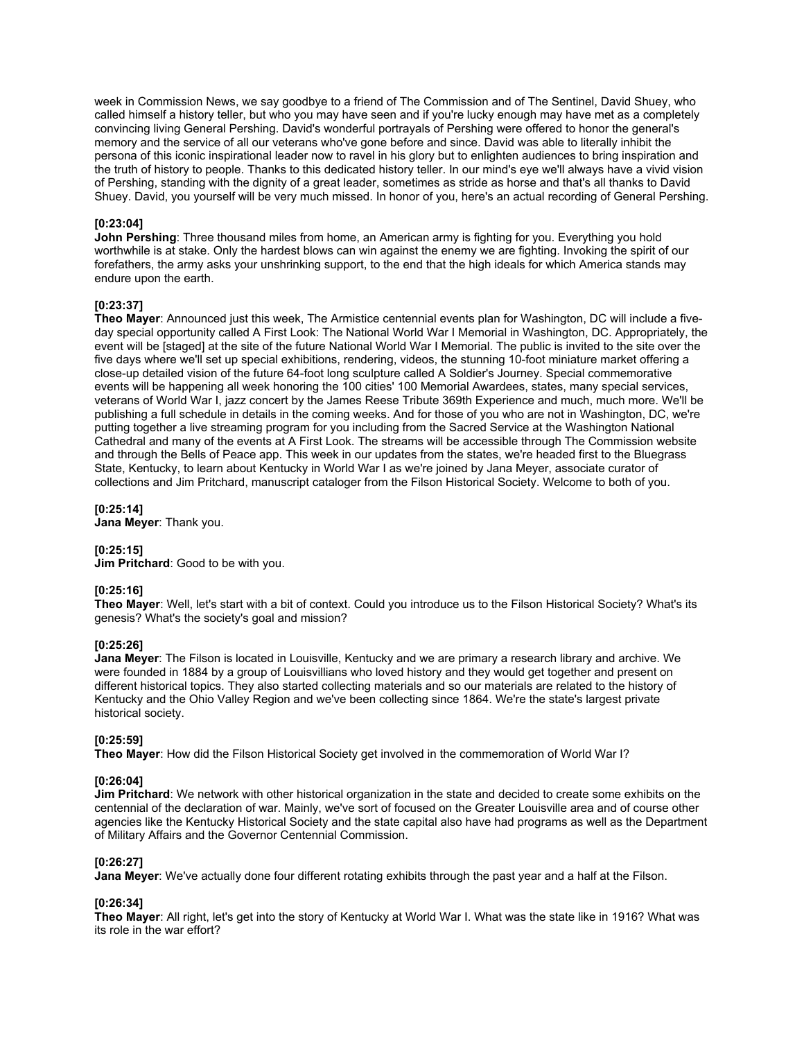week in Commission News, we say goodbye to a friend of The Commission and of The Sentinel, David Shuey, who called himself a history teller, but who you may have seen and if you're lucky enough may have met as a completely convincing living General Pershing. David's wonderful portrayals of Pershing were offered to honor the general's memory and the service of all our veterans who've gone before and since. David was able to literally inhibit the persona of this iconic inspirational leader now to ravel in his glory but to enlighten audiences to bring inspiration and the truth of history to people. Thanks to this dedicated history teller. In our mind's eye we'll always have a vivid vision of Pershing, standing with the dignity of a great leader, sometimes as stride as horse and that's all thanks to David Shuey. David, you yourself will be very much missed. In honor of you, here's an actual recording of General Pershing.

**[0:23:04]**
**John Pershing**: Three thousand miles from home, an American army is fighting for you. Everything you hold worthwhile is at stake. Only the hardest blows can win against the enemy we are fighting. Invoking the spirit of our forefathers, the army asks your unshrinking support, to the end that the high ideals for which America stands may endure upon the earth.

**[0:23:37]**
**Theo Mayer**: Announced just this week, The Armistice centennial events plan for Washington, DC will include a five-day special opportunity called A First Look: The National World War I Memorial in Washington, DC. Appropriately, the event will be [staged] at the site of the future National World War I Memorial. The public is invited to the site over the five days where we'll set up special exhibitions, rendering, videos, the stunning 10-foot miniature market offering a close-up detailed vision of the future 64-foot long sculpture called A Soldier's Journey. Special commemorative events will be happening all week honoring the 100 cities' 100 Memorial Awardees, states, many special services, veterans of World War I, jazz concert by the James Reese Tribute 369th Experience and much, much more. We'll be publishing a full schedule in details in the coming weeks. And for those of you who are not in Washington, DC, we're putting together a live streaming program for you including from the Sacred Service at the Washington National Cathedral and many of the events at A First Look. The streams will be accessible through The Commission website and through the Bells of Peace app. This week in our updates from the states, we're headed first to the Bluegrass State, Kentucky, to learn about Kentucky in World War I as we're joined by Jana Meyer, associate curator of collections and Jim Pritchard, manuscript cataloger from the Filson Historical Society. Welcome to both of you.

**[0:25:14]**
**Jana Meyer**: Thank you.

**[0:25:15]**
**Jim Pritchard**: Good to be with you.

**[0:25:16]**
**Theo Mayer**: Well, let's start with a bit of context. Could you introduce us to the Filson Historical Society? What's its genesis? What's the society's goal and mission?

**[0:25:26]**
**Jana Meyer**: The Filson is located in Louisville, Kentucky and we are primary a research library and archive. We were founded in 1884 by a group of Louisvillians who loved history and they would get together and present on different historical topics. They also started collecting materials and so our materials are related to the history of Kentucky and the Ohio Valley Region and we've been collecting since 1864. We're the state's largest private historical society.

**[0:25:59]**
**Theo Mayer**: How did the Filson Historical Society get involved in the commemoration of World War I?

**[0:26:04]**
**Jim Pritchard**: We network with other historical organization in the state and decided to create some exhibits on the centennial of the declaration of war. Mainly, we've sort of focused on the Greater Louisville area and of course other agencies like the Kentucky Historical Society and the state capital also have had programs as well as the Department of Military Affairs and the Governor Centennial Commission.

**[0:26:27]**
**Jana Meyer**: We've actually done four different rotating exhibits through the past year and a half at the Filson.

**[0:26:34]**
**Theo Mayer**: All right, let's get into the story of Kentucky at World War I. What was the state like in 1916? What was its role in the war effort?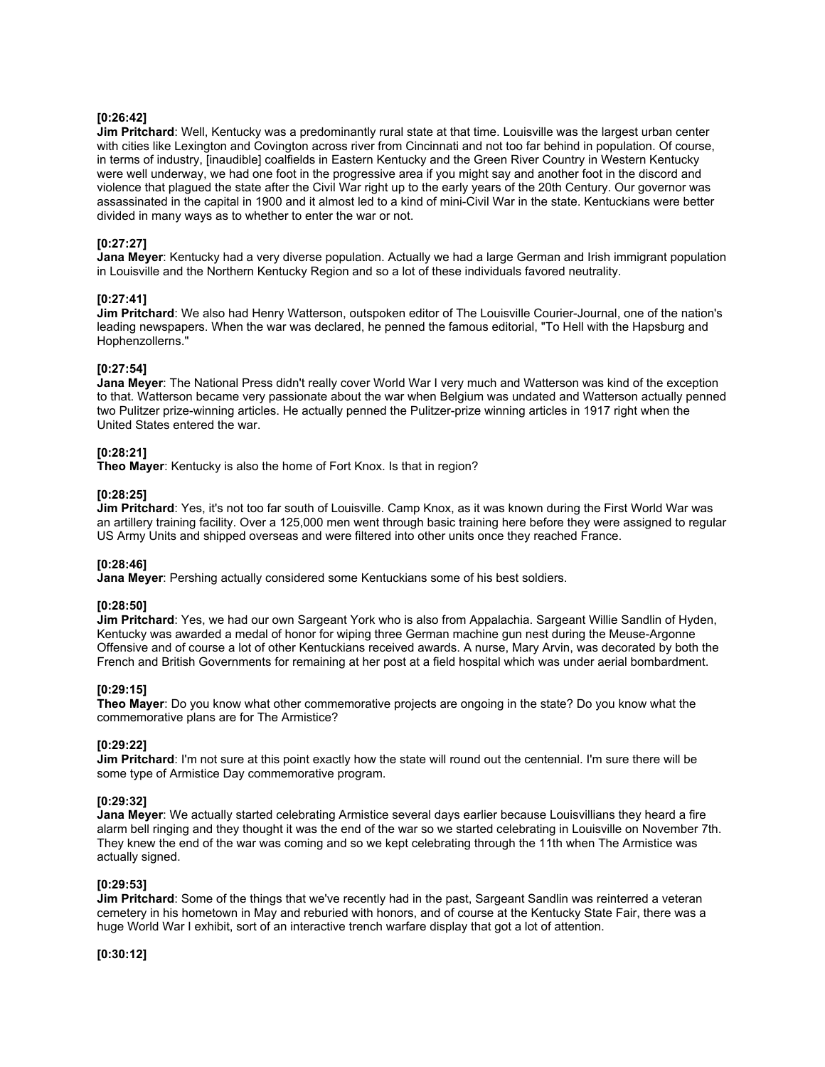**[0:26:42]**
**Jim Pritchard**: Well, Kentucky was a predominantly rural state at that time. Louisville was the largest urban center with cities like Lexington and Covington across river from Cincinnati and not too far behind in population. Of course, in terms of industry, [inaudible] coalfields in Eastern Kentucky and the Green River Country in Western Kentucky were well underway, we had one foot in the progressive area if you might say and another foot in the discord and violence that plagued the state after the Civil War right up to the early years of the 20th Century. Our governor was assassinated in the capital in 1900 and it almost led to a kind of mini-Civil War in the state. Kentuckians were better divided in many ways as to whether to enter the war or not.

**[0:27:27]**
**Jana Meyer**: Kentucky had a very diverse population. Actually we had a large German and Irish immigrant population in Louisville and the Northern Kentucky Region and so a lot of these individuals favored neutrality.

**[0:27:41]**
**Jim Pritchard**: We also had Henry Watterson, outspoken editor of The Louisville Courier-Journal, one of the nation's leading newspapers. When the war was declared, he penned the famous editorial, "To Hell with the Hapsburg and Hophenzollerns."

**[0:27:54]**
**Jana Meyer**: The National Press didn't really cover World War I very much and Watterson was kind of the exception to that. Watterson became very passionate about the war when Belgium was undated and Watterson actually penned two Pulitzer prize-winning articles. He actually penned the Pulitzer-prize winning articles in 1917 right when the United States entered the war.

**[0:28:21]**
**Theo Mayer**: Kentucky is also the home of Fort Knox. Is that in region?

**[0:28:25]**
**Jim Pritchard**: Yes, it's not too far south of Louisville. Camp Knox, as it was known during the First World War was an artillery training facility. Over a 125,000 men went through basic training here before they were assigned to regular US Army Units and shipped overseas and were filtered into other units once they reached France.

**[0:28:46]**
**Jana Meyer**: Pershing actually considered some Kentuckians some of his best soldiers.

**[0:28:50]**
**Jim Pritchard**: Yes, we had our own Sargeant York who is also from Appalachia. Sargeant Willie Sandlin of Hyden, Kentucky was awarded a medal of honor for wiping three German machine gun nest during the Meuse-Argonne Offensive and of course a lot of other Kentuckians received awards. A nurse, Mary Arvin, was decorated by both the French and British Governments for remaining at her post at a field hospital which was under aerial bombardment.

**[0:29:15]**
**Theo Mayer**: Do you know what other commemorative projects are ongoing in the state? Do you know what the commemorative plans are for The Armistice?

**[0:29:22]**
**Jim Pritchard**: I'm not sure at this point exactly how the state will round out the centennial. I'm sure there will be some type of Armistice Day commemorative program.

**[0:29:32]**
**Jana Meyer**: We actually started celebrating Armistice several days earlier because Louisvillians they heard a fire alarm bell ringing and they thought it was the end of the war so we started celebrating in Louisville on November 7th. They knew the end of the war was coming and so we kept celebrating through the 11th when The Armistice was actually signed.

**[0:29:53]**
**Jim Pritchard**: Some of the things that we've recently had in the past, Sargeant Sandlin was reinterred a veteran cemetery in his hometown in May and reburied with honors, and of course at the Kentucky State Fair, there was a huge World War I exhibit, sort of an interactive trench warfare display that got a lot of attention.

**[0:30:12]**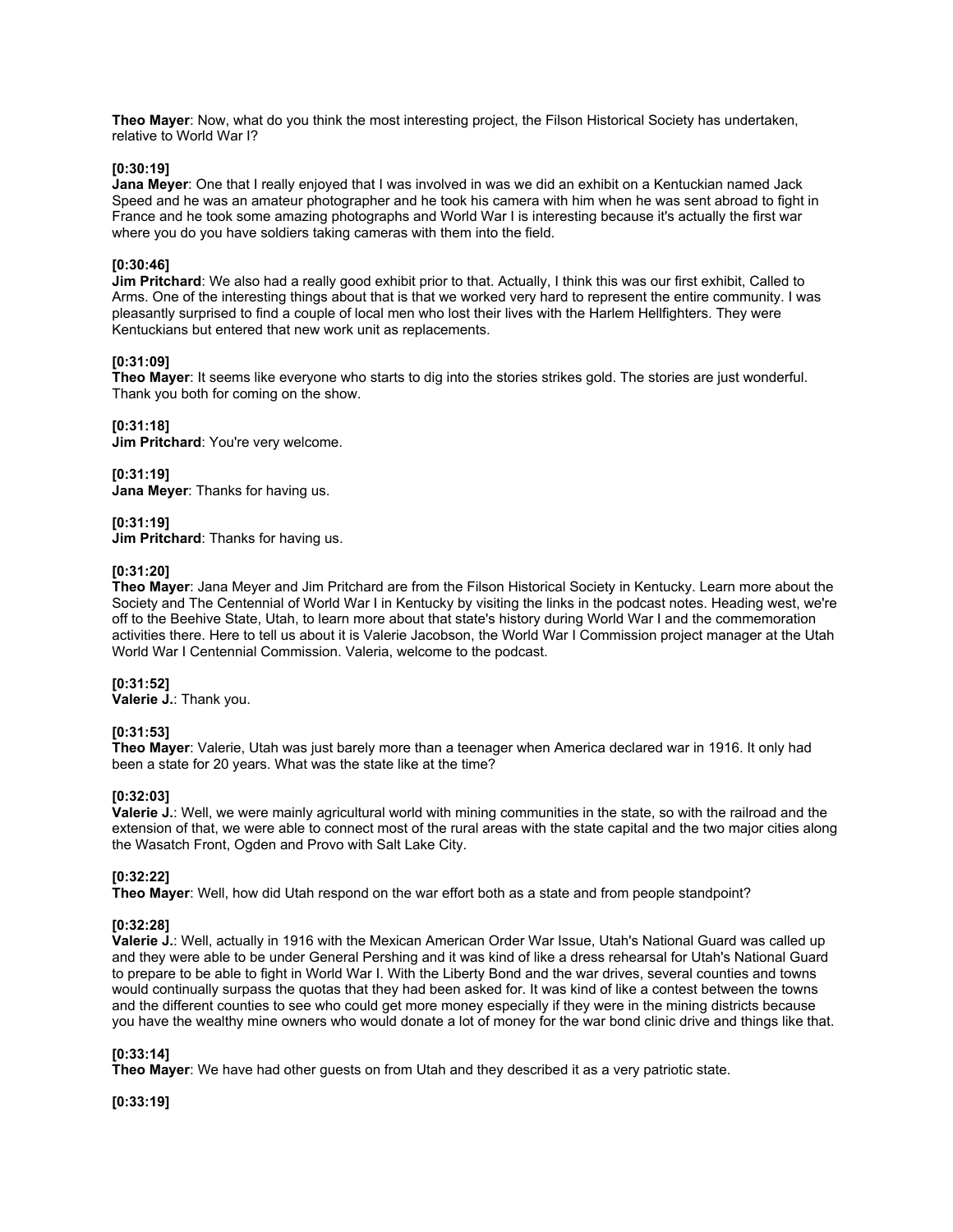**Theo Mayer**: Now, what do you think the most interesting project, the Filson Historical Society has undertaken, relative to World War I?

**[0:30:19]**
**Jana Meyer**: One that I really enjoyed that I was involved in was we did an exhibit on a Kentuckian named Jack Speed and he was an amateur photographer and he took his camera with him when he was sent abroad to fight in France and he took some amazing photographs and World War I is interesting because it's actually the first war where you do you have soldiers taking cameras with them into the field.

**[0:30:46]**
**Jim Pritchard**: We also had a really good exhibit prior to that. Actually, I think this was our first exhibit, Called to Arms. One of the interesting things about that is that we worked very hard to represent the entire community. I was pleasantly surprised to find a couple of local men who lost their lives with the Harlem Hellfighters. They were Kentuckians but entered that new work unit as replacements.

**[0:31:09]**
**Theo Mayer**: It seems like everyone who starts to dig into the stories strikes gold. The stories are just wonderful. Thank you both for coming on the show.

**[0:31:18]**
**Jim Pritchard**: You're very welcome.

**[0:31:19]**
**Jana Meyer**: Thanks for having us.

**[0:31:19]**
**Jim Pritchard**: Thanks for having us.

**[0:31:20]**
**Theo Mayer**: Jana Meyer and Jim Pritchard are from the Filson Historical Society in Kentucky. Learn more about the Society and The Centennial of World War I in Kentucky by visiting the links in the podcast notes. Heading west, we're off to the Beehive State, Utah, to learn more about that state's history during World War I and the commemoration activities there. Here to tell us about it is Valerie Jacobson, the World War I Commission project manager at the Utah World War I Centennial Commission. Valeria, welcome to the podcast.

**[0:31:52]**
**Valerie J.**: Thank you.

**[0:31:53]**
**Theo Mayer**: Valerie, Utah was just barely more than a teenager when America declared war in 1916. It only had been a state for 20 years. What was the state like at the time?

**[0:32:03]**
**Valerie J.**: Well, we were mainly agricultural world with mining communities in the state, so with the railroad and the extension of that, we were able to connect most of the rural areas with the state capital and the two major cities along the Wasatch Front, Ogden and Provo with Salt Lake City.

**[0:32:22]**
**Theo Mayer**: Well, how did Utah respond on the war effort both as a state and from people standpoint?

**[0:32:28]**
**Valerie J.**: Well, actually in 1916 with the Mexican American Order War Issue, Utah's National Guard was called up and they were able to be under General Pershing and it was kind of like a dress rehearsal for Utah's National Guard to prepare to be able to fight in World War I. With the Liberty Bond and the war drives, several counties and towns would continually surpass the quotas that they had been asked for. It was kind of like a contest between the towns and the different counties to see who could get more money especially if they were in the mining districts because you have the wealthy mine owners who would donate a lot of money for the war bond clinic drive and things like that.

**[0:33:14]**
**Theo Mayer**: We have had other guests on from Utah and they described it as a very patriotic state.

**[0:33:19]**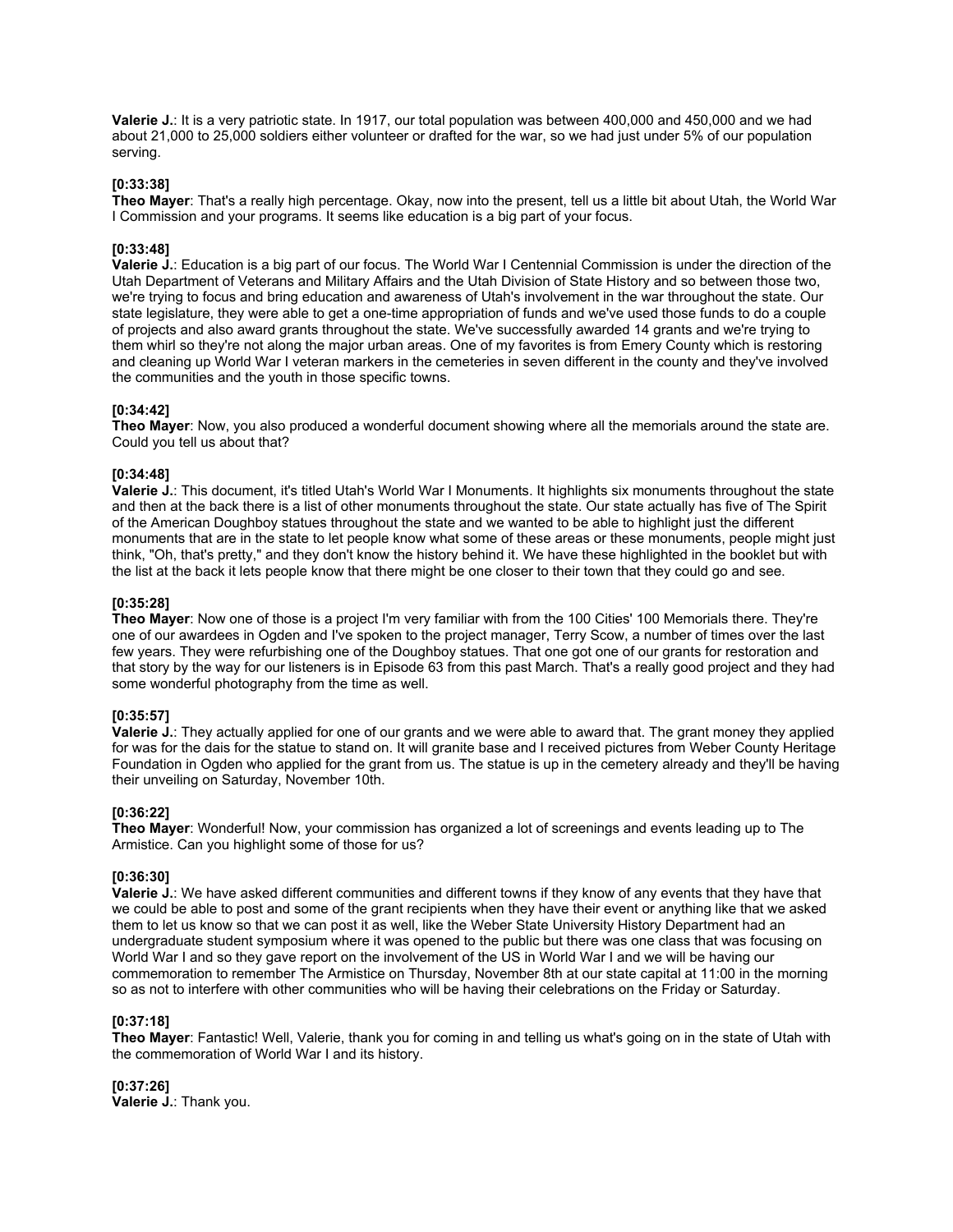**Valerie J.**: It is a very patriotic state. In 1917, our total population was between 400,000 and 450,000 and we had about 21,000 to 25,000 soldiers either volunteer or drafted for the war, so we had just under 5% of our population serving.

**[0:33:38]**
**Theo Mayer**: That's a really high percentage. Okay, now into the present, tell us a little bit about Utah, the World War I Commission and your programs. It seems like education is a big part of your focus.

**[0:33:48]**
**Valerie J.**: Education is a big part of our focus. The World War I Centennial Commission is under the direction of the Utah Department of Veterans and Military Affairs and the Utah Division of State History and so between those two, we're trying to focus and bring education and awareness of Utah's involvement in the war throughout the state. Our state legislature, they were able to get a one-time appropriation of funds and we've used those funds to do a couple of projects and also award grants throughout the state. We've successfully awarded 14 grants and we're trying to them whirl so they're not along the major urban areas. One of my favorites is from Emery County which is restoring and cleaning up World War I veteran markers in the cemeteries in seven different in the county and they've involved the communities and the youth in those specific towns.

**[0:34:42]**
**Theo Mayer**: Now, you also produced a wonderful document showing where all the memorials around the state are. Could you tell us about that?

**[0:34:48]**
**Valerie J.**: This document, it's titled Utah's World War I Monuments. It highlights six monuments throughout the state and then at the back there is a list of other monuments throughout the state. Our state actually has five of The Spirit of the American Doughboy statues throughout the state and we wanted to be able to highlight just the different monuments that are in the state to let people know what some of these areas or these monuments, people might just think, "Oh, that's pretty," and they don't know the history behind it. We have these highlighted in the booklet but with the list at the back it lets people know that there might be one closer to their town that they could go and see.

**[0:35:28]**
**Theo Mayer**: Now one of those is a project I'm very familiar with from the 100 Cities' 100 Memorials there. They're one of our awardees in Ogden and I've spoken to the project manager, Terry Scow, a number of times over the last few years. They were refurbishing one of the Doughboy statues. That one got one of our grants for restoration and that story by the way for our listeners is in Episode 63 from this past March. That's a really good project and they had some wonderful photography from the time as well.

**[0:35:57]**
**Valerie J.**: They actually applied for one of our grants and we were able to award that. The grant money they applied for was for the dais for the statue to stand on. It will granite base and I received pictures from Weber County Heritage Foundation in Ogden who applied for the grant from us. The statue is up in the cemetery already and they'll be having their unveiling on Saturday, November 10th.

**[0:36:22]**
**Theo Mayer**: Wonderful! Now, your commission has organized a lot of screenings and events leading up to The Armistice. Can you highlight some of those for us?

**[0:36:30]**
**Valerie J.**: We have asked different communities and different towns if they know of any events that they have that we could be able to post and some of the grant recipients when they have their event or anything like that we asked them to let us know so that we can post it as well, like the Weber State University History Department had an undergraduate student symposium where it was opened to the public but there was one class that was focusing on World War I and so they gave report on the involvement of the US in World War I and we will be having our commemoration to remember The Armistice on Thursday, November 8th at our state capital at 11:00 in the morning so as not to interfere with other communities who will be having their celebrations on the Friday or Saturday.

**[0:37:18]**
**Theo Mayer**: Fantastic! Well, Valerie, thank you for coming in and telling us what's going on in the state of Utah with the commemoration of World War I and its history.

**[0:37:26]**
**Valerie J.**: Thank you.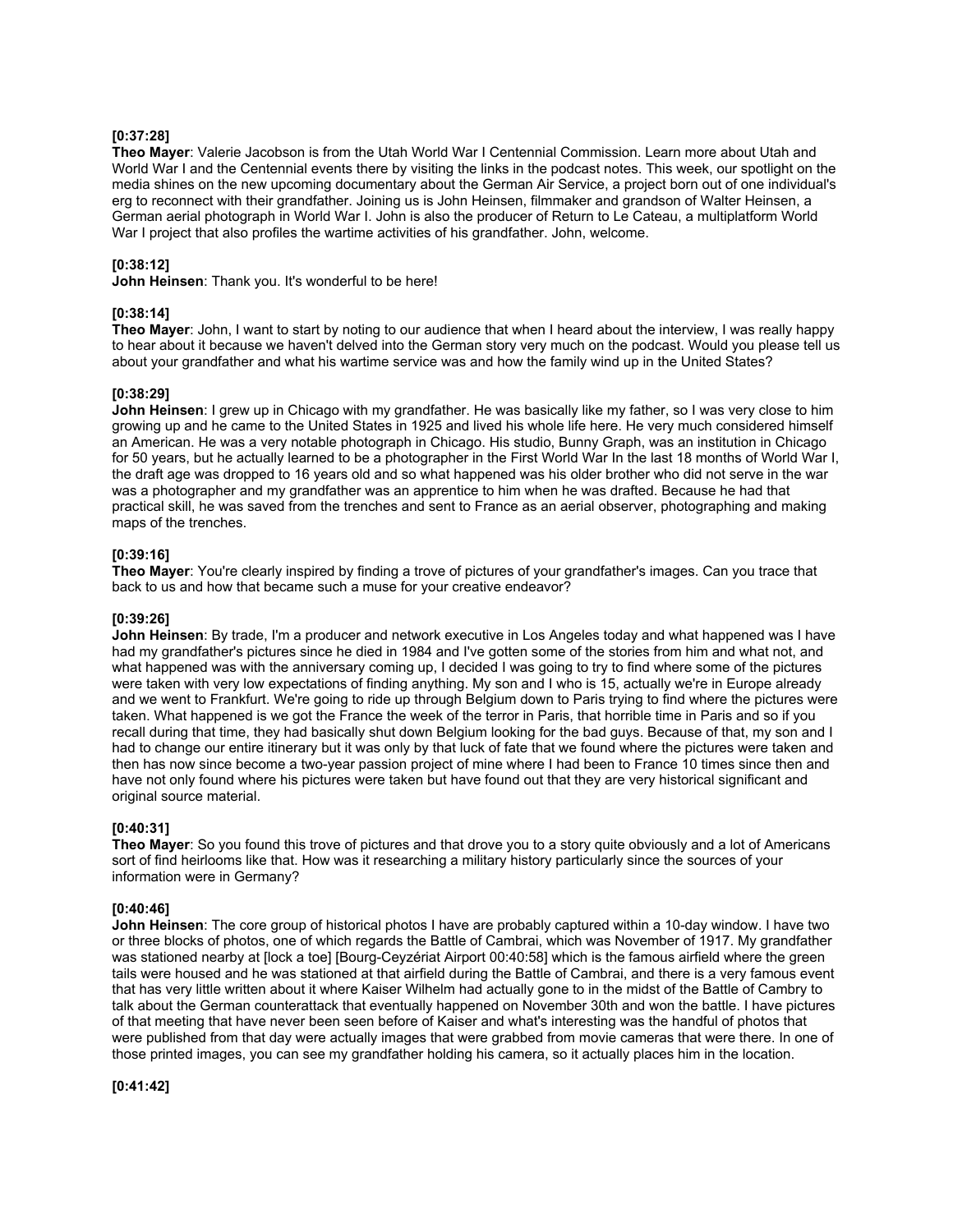**[0:37:28]**
**Theo Mayer**: Valerie Jacobson is from the Utah World War I Centennial Commission. Learn more about Utah and World War I and the Centennial events there by visiting the links in the podcast notes. This week, our spotlight on the media shines on the new upcoming documentary about the German Air Service, a project born out of one individual's erg to reconnect with their grandfather. Joining us is John Heinsen, filmmaker and grandson of Walter Heinsen, a German aerial photograph in World War I. John is also the producer of Return to Le Cateau, a multiplatform World War I project that also profiles the wartime activities of his grandfather. John, welcome.

**[0:38:12]**
**John Heinsen**: Thank you. It's wonderful to be here!

**[0:38:14]**
**Theo Mayer**: John, I want to start by noting to our audience that when I heard about the interview, I was really happy to hear about it because we haven't delved into the German story very much on the podcast. Would you please tell us about your grandfather and what his wartime service was and how the family wind up in the United States?

**[0:38:29]**
**John Heinsen**: I grew up in Chicago with my grandfather. He was basically like my father, so I was very close to him growing up and he came to the United States in 1925 and lived his whole life here. He very much considered himself an American. He was a very notable photograph in Chicago. His studio, Bunny Graph, was an institution in Chicago for 50 years, but he actually learned to be a photographer in the First World War In the last 18 months of World War I, the draft age was dropped to 16 years old and so what happened was his older brother who did not serve in the war was a photographer and my grandfather was an apprentice to him when he was drafted. Because he had that practical skill, he was saved from the trenches and sent to France as an aerial observer, photographing and making maps of the trenches.

**[0:39:16]**
**Theo Mayer**: You're clearly inspired by finding a trove of pictures of your grandfather's images. Can you trace that back to us and how that became such a muse for your creative endeavor?

**[0:39:26]**
**John Heinsen**: By trade, I'm a producer and network executive in Los Angeles today and what happened was I have had my grandfather's pictures since he died in 1984 and I've gotten some of the stories from him and what not, and what happened was with the anniversary coming up, I decided I was going to try to find where some of the pictures were taken with very low expectations of finding anything. My son and I who is 15, actually we're in Europe already and we went to Frankfurt. We're going to ride up through Belgium down to Paris trying to find where the pictures were taken. What happened is we got the France the week of the terror in Paris, that horrible time in Paris and so if you recall during that time, they had basically shut down Belgium looking for the bad guys. Because of that, my son and I had to change our entire itinerary but it was only by that luck of fate that we found where the pictures were taken and then has now since become a two-year passion project of mine where I had been to France 10 times since then and have not only found where his pictures were taken but have found out that they are very historical significant and original source material.

**[0:40:31]**
**Theo Mayer**: So you found this trove of pictures and that drove you to a story quite obviously and a lot of Americans sort of find heirlooms like that. How was it researching a military history particularly since the sources of your information were in Germany?

**[0:40:46]**
**John Heinsen**: The core group of historical photos I have are probably captured within a 10-day window. I have two or three blocks of photos, one of which regards the Battle of Cambrai, which was November of 1917. My grandfather was stationed nearby at [lock a toe] [Bourg-Ceyzériat Airport 00:40:58] which is the famous airfield where the green tails were housed and he was stationed at that airfield during the Battle of Cambrai, and there is a very famous event that has very little written about it where Kaiser Wilhelm had actually gone to in the midst of the Battle of Cambry to talk about the German counterattack that eventually happened on November 30th and won the battle. I have pictures of that meeting that have never been seen before of Kaiser and what's interesting was the handful of photos that were published from that day were actually images that were grabbed from movie cameras that were there. In one of those printed images, you can see my grandfather holding his camera, so it actually places him in the location.

**[0:41:42]**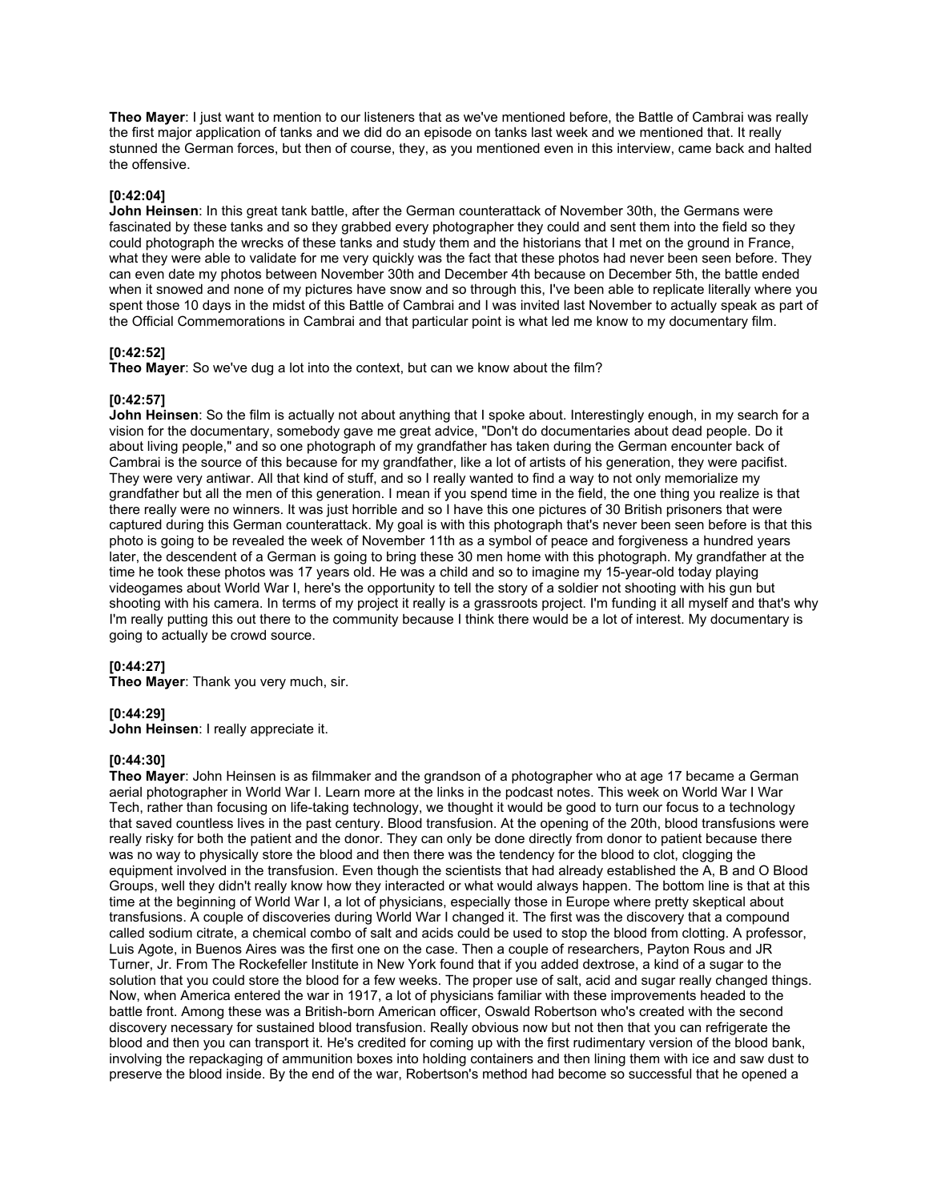**Theo Mayer**: I just want to mention to our listeners that as we've mentioned before, the Battle of Cambrai was really the first major application of tanks and we did do an episode on tanks last week and we mentioned that. It really stunned the German forces, but then of course, they, as you mentioned even in this interview, came back and halted the offensive.

**[0:42:04]**
**John Heinsen**: In this great tank battle, after the German counterattack of November 30th, the Germans were fascinated by these tanks and so they grabbed every photographer they could and sent them into the field so they could photograph the wrecks of these tanks and study them and the historians that I met on the ground in France, what they were able to validate for me very quickly was the fact that these photos had never been seen before. They can even date my photos between November 30th and December 4th because on December 5th, the battle ended when it snowed and none of my pictures have snow and so through this, I've been able to replicate literally where you spent those 10 days in the midst of this Battle of Cambrai and I was invited last November to actually speak as part of the Official Commemorations in Cambrai and that particular point is what led me know to my documentary film.

**[0:42:52]**
**Theo Mayer**: So we've dug a lot into the context, but can we know about the film?

**[0:42:57]**
**John Heinsen**: So the film is actually not about anything that I spoke about. Interestingly enough, in my search for a vision for the documentary, somebody gave me great advice, "Don't do documentaries about dead people. Do it about living people," and so one photograph of my grandfather has taken during the German encounter back of Cambrai is the source of this because for my grandfather, like a lot of artists of his generation, they were pacifist. They were very antiwar. All that kind of stuff, and so I really wanted to find a way to not only memorialize my grandfather but all the men of this generation. I mean if you spend time in the field, the one thing you realize is that there really were no winners. It was just horrible and so I have this one pictures of 30 British prisoners that were captured during this German counterattack. My goal is with this photograph that's never been seen before is that this photo is going to be revealed the week of November 11th as a symbol of peace and forgiveness a hundred years later, the descendent of a German is going to bring these 30 men home with this photograph. My grandfather at the time he took these photos was 17 years old. He was a child and so to imagine my 15-year-old today playing videogames about World War I, here's the opportunity to tell the story of a soldier not shooting with his gun but shooting with his camera. In terms of my project it really is a grassroots project. I'm funding it all myself and that's why I'm really putting this out there to the community because I think there would be a lot of interest. My documentary is going to actually be crowd source.

**[0:44:27]**
**Theo Mayer**: Thank you very much, sir.

**[0:44:29]**
**John Heinsen**: I really appreciate it.

**[0:44:30]**
**Theo Mayer**: John Heinsen is as filmmaker and the grandson of a photographer who at age 17 became a German aerial photographer in World War I. Learn more at the links in the podcast notes. This week on World War I War Tech, rather than focusing on life-taking technology, we thought it would be good to turn our focus to a technology that saved countless lives in the past century. Blood transfusion. At the opening of the 20th, blood transfusions were really risky for both the patient and the donor. They can only be done directly from donor to patient because there was no way to physically store the blood and then there was the tendency for the blood to clot, clogging the equipment involved in the transfusion. Even though the scientists that had already established the A, B and O Blood Groups, well they didn't really know how they interacted or what would always happen. The bottom line is that at this time at the beginning of World War I, a lot of physicians, especially those in Europe where pretty skeptical about transfusions. A couple of discoveries during World War I changed it. The first was the discovery that a compound called sodium citrate, a chemical combo of salt and acids could be used to stop the blood from clotting. A professor, Luis Agote, in Buenos Aires was the first one on the case. Then a couple of researchers, Payton Rous and JR Turner, Jr. From The Rockefeller Institute in New York found that if you added dextrose, a kind of a sugar to the solution that you could store the blood for a few weeks. The proper use of salt, acid and sugar really changed things. Now, when America entered the war in 1917, a lot of physicians familiar with these improvements headed to the battle front. Among these was a British-born American officer, Oswald Robertson who's created with the second discovery necessary for sustained blood transfusion. Really obvious now but not then that you can refrigerate the blood and then you can transport it. He's credited for coming up with the first rudimentary version of the blood bank, involving the repackaging of ammunition boxes into holding containers and then lining them with ice and saw dust to preserve the blood inside. By the end of the war, Robertson's method had become so successful that he opened a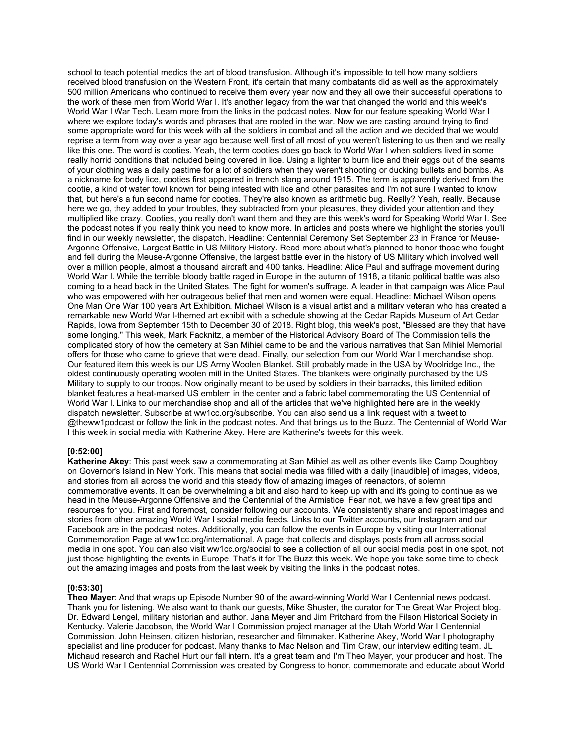school to teach potential medics the art of blood transfusion. Although it's impossible to tell how many soldiers received blood transfusion on the Western Front, it's certain that many combatants did as well as the approximately 500 million Americans who continued to receive them every year now and they all owe their successful operations to the work of these men from World War I. It's another legacy from the war that changed the world and this week's World War I War Tech. Learn more from the links in the podcast notes. Now for our feature speaking World War I where we explore today's words and phrases that are rooted in the war. Now we are casting around trying to find some appropriate word for this week with all the soldiers in combat and all the action and we decided that we would reprise a term from way over a year ago because well first of all most of you weren't listening to us then and we really like this one. The word is cooties. Yeah, the term cooties does go back to World War I when soldiers lived in some really horrid conditions that included being covered in lice. Using a lighter to burn lice and their eggs out of the seams of your clothing was a daily pastime for a lot of soldiers when they weren't shooting or ducking bullets and bombs. As a nickname for body lice, cooties first appeared in trench slang around 1915. The term is apparently derived from the cootie, a kind of water fowl known for being infested with lice and other parasites and I'm not sure I wanted to know that, but here's a fun second name for cooties. They're also known as arithmetic bug. Really? Yeah, really. Because here we go, they added to your troubles, they subtracted from your pleasures, they divided your attention and they multiplied like crazy. Cooties, you really don't want them and they are this week's word for Speaking World War I. See the podcast notes if you really think you need to know more. In articles and posts where we highlight the stories you'll find in our weekly newsletter, the dispatch. Headline: Centennial Ceremony Set September 23 in France for Meuse-Argonne Offensive, Largest Battle in US Military History. Read more about what's planned to honor those who fought and fell during the Meuse-Argonne Offensive, the largest battle ever in the history of US Military which involved well over a million people, almost a thousand aircraft and 400 tanks. Headline: Alice Paul and suffrage movement during World War I. While the terrible bloody battle raged in Europe in the autumn of 1918, a titanic political battle was also coming to a head back in the United States. The fight for women's suffrage. A leader in that campaign was Alice Paul who was empowered with her outrageous belief that men and women were equal. Headline: Michael Wilson opens One Man One War 100 years Art Exhibition. Michael Wilson is a visual artist and a military veteran who has created a remarkable new World War I-themed art exhibit with a schedule showing at the Cedar Rapids Museum of Art Cedar Rapids, Iowa from September 15th to December 30 of 2018. Right blog, this week's post, "Blessed are they that have some longing." This week, Mark Facknitz, a member of the Historical Advisory Board of The Commission tells the complicated story of how the cemetery at San Mihiel came to be and the various narratives that San Mihiel Memorial offers for those who came to grieve that were dead. Finally, our selection from our World War I merchandise shop. Our featured item this week is our US Army Woolen Blanket. Still probably made in the USA by Woolridge Inc., the oldest continuously operating woolen mill in the United States. The blankets were originally purchased by the US Military to supply to our troops. Now originally meant to be used by soldiers in their barracks, this limited edition blanket features a heat-marked US emblem in the center and a fabric label commemorating the US Centennial of World War I. Links to our merchandise shop and all of the articles that we've highlighted here are in the weekly dispatch newsletter. Subscribe at ww1cc.org/subscribe. You can also send us a link request with a tweet to @theww1podcast or follow the link in the podcast notes. And that brings us to the Buzz. The Centennial of World War I this week in social media with Katherine Akey. Here are Katherine's tweets for this week.

**[0:52:00]**
**Katherine Akey**: This past week saw a commemorating at San Mihiel as well as other events like Camp Doughboy on Governor's Island in New York. This means that social media was filled with a daily [inaudible] of images, videos, and stories from all across the world and this steady flow of amazing images of reenactors, of solemn commemorative events. It can be overwhelming a bit and also hard to keep up with and it's going to continue as we head in the Meuse-Argonne Offensive and the Centennial of the Armistice. Fear not, we have a few great tips and resources for you. First and foremost, consider following our accounts. We consistently share and repost images and stories from other amazing World War I social media feeds. Links to our Twitter accounts, our Instagram and our Facebook are in the podcast notes. Additionally, you can follow the events in Europe by visiting our International Commemoration Page at ww1cc.org/international. A page that collects and displays posts from all across social media in one spot. You can also visit ww1cc.org/social to see a collection of all our social media post in one spot, not just those highlighting the events in Europe. That's it for The Buzz this week. We hope you take some time to check out the amazing images and posts from the last week by visiting the links in the podcast notes.

**[0:53:30]**
**Theo Mayer**: And that wraps up Episode Number 90 of the award-winning World War I Centennial news podcast. Thank you for listening. We also want to thank our guests, Mike Shuster, the curator for The Great War Project blog. Dr. Edward Lengel, military historian and author. Jana Meyer and Jim Pritchard from the Filson Historical Society in Kentucky. Valerie Jacobson, the World War I Commission project manager at the Utah World War I Centennial Commission. John Heinsen, citizen historian, researcher and filmmaker. Katherine Akey, World War I photography specialist and line producer for podcast. Many thanks to Mac Nelson and Tim Craw, our interview editing team. JL Michaud research and Rachel Hurt our fall intern. It's a great team and I'm Theo Mayer, your producer and host. The US World War I Centennial Commission was created by Congress to honor, commemorate and educate about World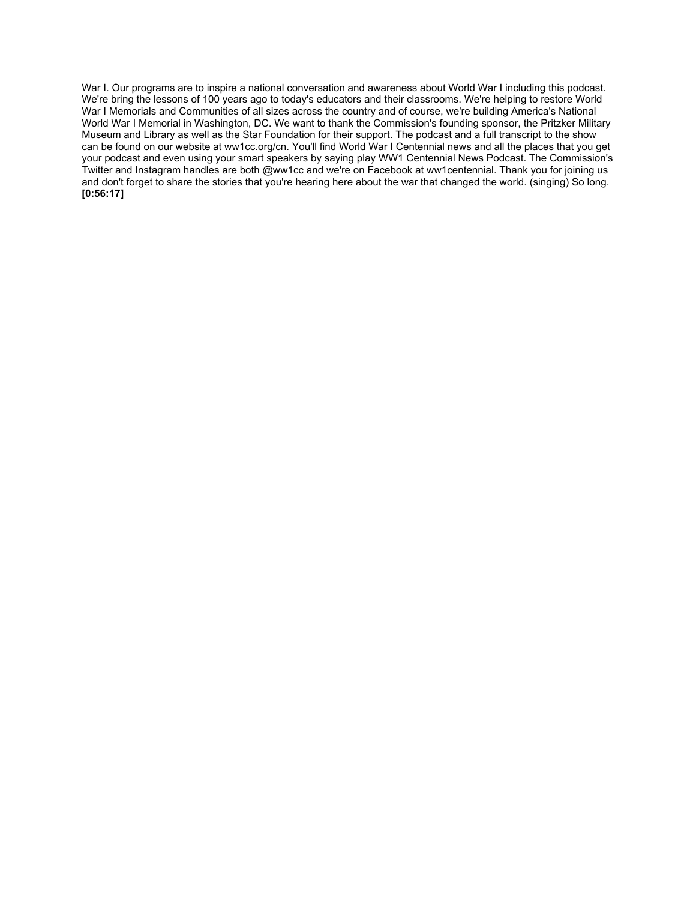War I. Our programs are to inspire a national conversation and awareness about World War I including this podcast. We're bring the lessons of 100 years ago to today's educators and their classrooms. We're helping to restore World War I Memorials and Communities of all sizes across the country and of course, we're building America's National World War I Memorial in Washington, DC. We want to thank the Commission's founding sponsor, the Pritzker Military Museum and Library as well as the Star Foundation for their support. The podcast and a full transcript to the show can be found on our website at ww1cc.org/cn. You'll find World War I Centennial news and all the places that you get your podcast and even using your smart speakers by saying play WW1 Centennial News Podcast. The Commission's Twitter and Instagram handles are both @ww1cc and we're on Facebook at ww1centennial. Thank you for joining us and don't forget to share the stories that you're hearing here about the war that changed the world. (singing) So long.
**[0:56:17]**